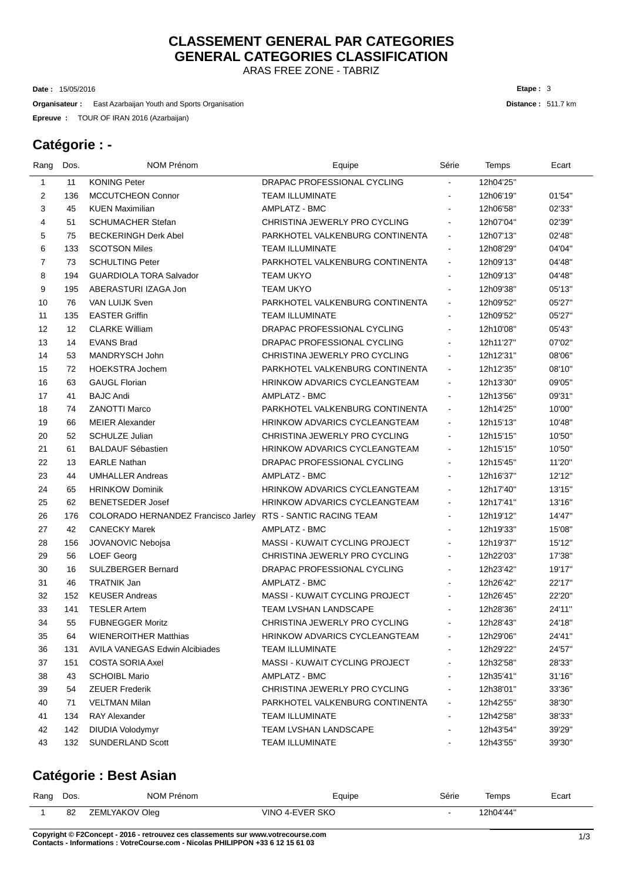# CLASSEMENT GENERAL PAR CATEGORIES
# GENERAL CATEGORIES CLASSIFICATION

ARAS FREE ZONE - TABRIZ

**Date :** 15/05/2016 **Etape :** 3

**Organisateur :** East Azarbaijan Youth and Sports Organisation **Distance :** 511.7 km

**Epreuve :** TOUR OF IRAN 2016 (Azarbaijan)

## Catégorie : -

| Rang | Dos. | NOM Prénom | Equipe | Série | Temps | Ecart |
|---|---|---|---|---|---|---|
| 1 | 11 | KONING Peter | DRAPAC PROFESSIONAL CYCLING | - | 12h04'25'' | |
| 2 | 136 | MCCUTCHEON Connor | TEAM ILLUMINATE | - | 12h06'19'' | 01'54'' |
| 3 | 45 | KUEN Maximilian | AMPLATZ - BMC | - | 12h06'58'' | 02'33'' |
| 4 | 51 | SCHUMACHER Stefan | CHRISTINA JEWERLY PRO CYCLING | - | 12h07'04'' | 02'39'' |
| 5 | 75 | BECKERINGH Derk Abel | PARKHOTEL VALKENBURG CONTINENTA | - | 12h07'13'' | 02'48'' |
| 6 | 133 | SCOTSON Miles | TEAM ILLUMINATE | - | 12h08'29'' | 04'04'' |
| 7 | 73 | SCHULTING Peter | PARKHOTEL VALKENBURG CONTINENTA | - | 12h09'13'' | 04'48'' |
| 8 | 194 | GUARDIOLA TORA Salvador | TEAM UKYO | - | 12h09'13'' | 04'48'' |
| 9 | 195 | ABERASTURI IZAGA Jon | TEAM UKYO | - | 12h09'38'' | 05'13'' |
| 10 | 76 | VAN LUIJK Sven | PARKHOTEL VALKENBURG CONTINENTA | - | 12h09'52'' | 05'27'' |
| 11 | 135 | EASTER Griffin | TEAM ILLUMINATE | - | 12h09'52'' | 05'27'' |
| 12 | 12 | CLARKE William | DRAPAC PROFESSIONAL CYCLING | - | 12h10'08'' | 05'43'' |
| 13 | 14 | EVANS Brad | DRAPAC PROFESSIONAL CYCLING | - | 12h11'27'' | 07'02'' |
| 14 | 53 | MANDRYSCH John | CHRISTINA JEWERLY PRO CYCLING | - | 12h12'31'' | 08'06'' |
| 15 | 72 | HOEKSTRA Jochem | PARKHOTEL VALKENBURG CONTINENTA | - | 12h12'35'' | 08'10'' |
| 16 | 63 | GAUGL Florian | HRINKOW ADVARICS CYCLEANGTEAM | - | 12h13'30'' | 09'05'' |
| 17 | 41 | BAJC Andi | AMPLATZ - BMC | - | 12h13'56'' | 09'31'' |
| 18 | 74 | ZANOTTI Marco | PARKHOTEL VALKENBURG CONTINENTA | - | 12h14'25'' | 10'00'' |
| 19 | 66 | MEIER Alexander | HRINKOW ADVARICS CYCLEANGTEAM | - | 12h15'13'' | 10'48'' |
| 20 | 52 | SCHULZE Julian | CHRISTINA JEWERLY PRO CYCLING | - | 12h15'15'' | 10'50'' |
| 21 | 61 | BALDAUF Sébastien | HRINKOW ADVARICS CYCLEANGTEAM | - | 12h15'15'' | 10'50'' |
| 22 | 13 | EARLE Nathan | DRAPAC PROFESSIONAL CYCLING | - | 12h15'45'' | 11'20'' |
| 23 | 44 | UMHALLER Andreas | AMPLATZ - BMC | - | 12h16'37'' | 12'12'' |
| 24 | 65 | HRINKOW Dominik | HRINKOW ADVARICS CYCLEANGTEAM | - | 12h17'40'' | 13'15'' |
| 25 | 62 | BENETSEDER Josef | HRINKOW ADVARICS CYCLEANGTEAM | - | 12h17'41'' | 13'16'' |
| 26 | 176 | COLORADO HERNANDEZ Francisco Jarley | RTS - SANTIC RACING TEAM | - | 12h19'12'' | 14'47'' |
| 27 | 42 | CANECKY Marek | AMPLATZ - BMC | - | 12h19'33'' | 15'08'' |
| 28 | 156 | JOVANOVIC Nebojsa | MASSI - KUWAIT CYCLING PROJECT | - | 12h19'37'' | 15'12'' |
| 29 | 56 | LOEF Georg | CHRISTINA JEWERLY PRO CYCLING | - | 12h22'03'' | 17'38'' |
| 30 | 16 | SULZBERGER Bernard | DRAPAC PROFESSIONAL CYCLING | - | 12h23'42'' | 19'17'' |
| 31 | 46 | TRATNIK Jan | AMPLATZ - BMC | - | 12h26'42'' | 22'17'' |
| 32 | 152 | KEUSER Andreas | MASSI - KUWAIT CYCLING PROJECT | - | 12h26'45'' | 22'20'' |
| 33 | 141 | TESLER Artem | TEAM LVSHAN LANDSCAPE | - | 12h28'36'' | 24'11'' |
| 34 | 55 | FUBNEGGER Moritz | CHRISTINA JEWERLY PRO CYCLING | - | 12h28'43'' | 24'18'' |
| 35 | 64 | WIENEROITHER Matthias | HRINKOW ADVARICS CYCLEANGTEAM | - | 12h29'06'' | 24'41'' |
| 36 | 131 | AVILA VANEGAS Edwin Alcibiades | TEAM ILLUMINATE | - | 12h29'22'' | 24'57'' |
| 37 | 151 | COSTA SORIA Axel | MASSI - KUWAIT CYCLING PROJECT | - | 12h32'58'' | 28'33'' |
| 38 | 43 | SCHOIBL Mario | AMPLATZ - BMC | - | 12h35'41'' | 31'16'' |
| 39 | 54 | ZEUER Frederik | CHRISTINA JEWERLY PRO CYCLING | - | 12h38'01'' | 33'36'' |
| 40 | 71 | VELTMAN Milan | PARKHOTEL VALKENBURG CONTINENTA | - | 12h42'55'' | 38'30'' |
| 41 | 134 | RAY Alexander | TEAM ILLUMINATE | - | 12h42'58'' | 38'33'' |
| 42 | 142 | DIUDIA Volodymyr | TEAM LVSHAN LANDSCAPE | - | 12h43'54'' | 39'29'' |
| 43 | 132 | SUNDERLAND Scott | TEAM ILLUMINATE | - | 12h43'55'' | 39'30'' |

## Catégorie : Best Asian

| Rang | Dos. | NOM Prénom | Equipe | Série | Temps | Ecart |
|---|---|---|---|---|---|---|
| 1 | 82 | ZEMLYAKOV Oleg | VINO 4-EVER SKO | - | 12h04'44'' | |

**Copyright © F2Concept - 2016 - retrouvez ces classements sur www.votrecourse.com**
**Contacts - Informations : VotreCourse.com - Nicolas PHILIPPON +33 6 12 15 61 03**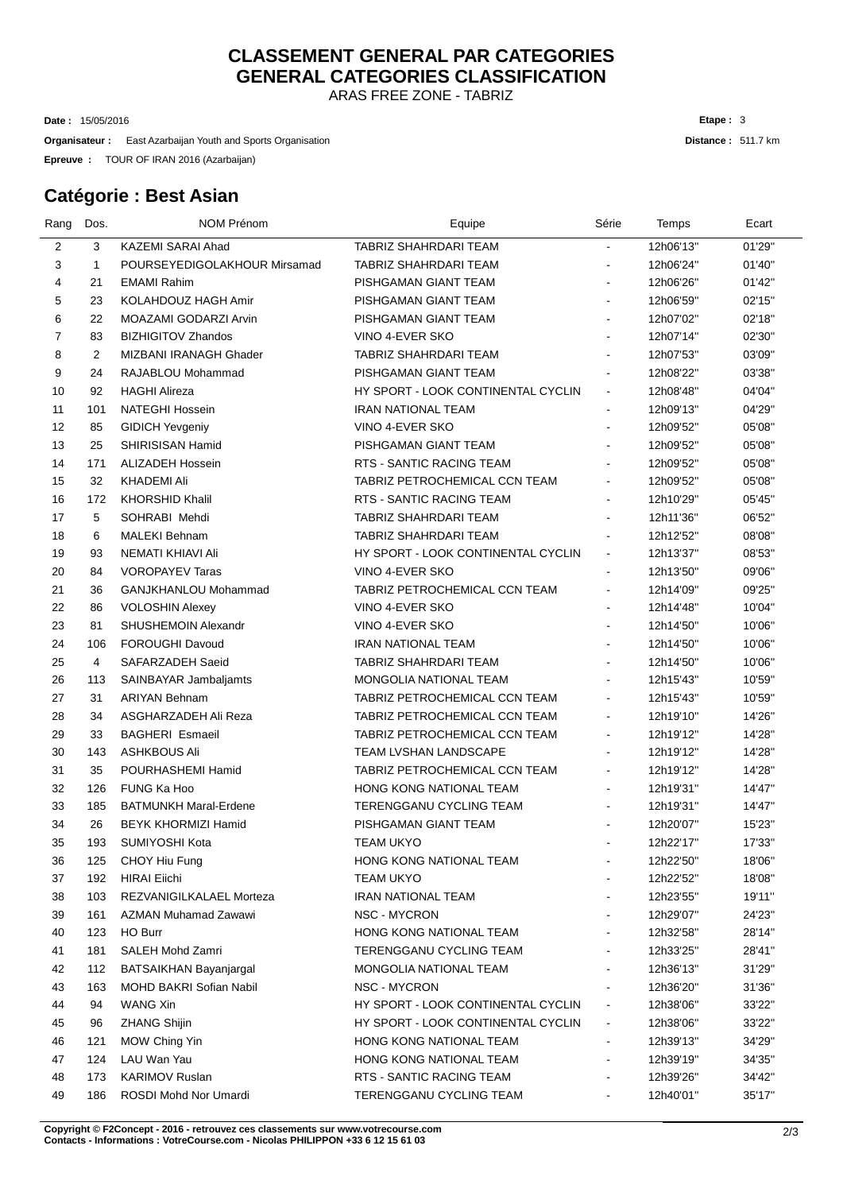# CLASSEMENT GENERAL PAR CATEGORIES
# GENERAL CATEGORIES CLASSIFICATION

ARAS FREE ZONE - TABRIZ

**Date :** 15/05/2016

**Organisateur :** East Azarbaijan Youth and Sports Organisation

**Epreuve :** TOUR OF IRAN 2016 (Azarbaijan)

**Etape :** 3

**Distance :** 511.7 km

## Catégorie : Best Asian

| Rang | Dos. | NOM Prénom | Equipe | Série | Temps | Ecart |
|---|---|---|---|---|---|---|
| 2 | 3 | KAZEMI SARAI Ahad | TABRIZ SHAHRDARI TEAM | - | 12h06'13'' | 01'29'' |
| 3 | 1 | POURSEYEDIGOLAKHOUR Mirsamad | TABRIZ SHAHRDARI TEAM | - | 12h06'24'' | 01'40'' |
| 4 | 21 | EMAMI Rahim | PISHGAMAN GIANT TEAM | - | 12h06'26'' | 01'42'' |
| 5 | 23 | KOLAHDOUZ HAGH Amir | PISHGAMAN GIANT TEAM | - | 12h06'59'' | 02'15'' |
| 6 | 22 | MOAZAMI GODARZI Arvin | PISHGAMAN GIANT TEAM | - | 12h07'02'' | 02'18'' |
| 7 | 83 | BIZHIGITOV Zhandos | VINO 4-EVER SKO | - | 12h07'14'' | 02'30'' |
| 8 | 2 | MIZBANI IRANAGH Ghader | TABRIZ SHAHRDARI TEAM | - | 12h07'53'' | 03'09'' |
| 9 | 24 | RAJABLOU Mohammad | PISHGAMAN GIANT TEAM | - | 12h08'22'' | 03'38'' |
| 10 | 92 | HAGHI Alireza | HY SPORT - LOOK CONTINENTAL CYCLIN | - | 12h08'48'' | 04'04'' |
| 11 | 101 | NATEGHI Hossein | IRAN NATIONAL TEAM | - | 12h09'13'' | 04'29'' |
| 12 | 85 | GIDICH Yevgeniy | VINO 4-EVER SKO | - | 12h09'52'' | 05'08'' |
| 13 | 25 | SHIRISISAN Hamid | PISHGAMAN GIANT TEAM | - | 12h09'52'' | 05'08'' |
| 14 | 171 | ALIZADEH Hossein | RTS - SANTIC RACING TEAM | - | 12h09'52'' | 05'08'' |
| 15 | 32 | KHADEMI Ali | TABRIZ PETROCHEMICAL CCN TEAM | - | 12h09'52'' | 05'08'' |
| 16 | 172 | KHORSHID Khalil | RTS - SANTIC RACING TEAM | - | 12h10'29'' | 05'45'' |
| 17 | 5 | SOHRABI Mehdi | TABRIZ SHAHRDARI TEAM | - | 12h11'36'' | 06'52'' |
| 18 | 6 | MALEKI Behnam | TABRIZ SHAHRDARI TEAM | - | 12h12'52'' | 08'08'' |
| 19 | 93 | NEMATI KHIAVI Ali | HY SPORT - LOOK CONTINENTAL CYCLIN | - | 12h13'37'' | 08'53'' |
| 20 | 84 | VOROPAYEV Taras | VINO 4-EVER SKO | - | 12h13'50'' | 09'06'' |
| 21 | 36 | GANJKHANLOU Mohammad | TABRIZ PETROCHEMICAL CCN TEAM | - | 12h14'09'' | 09'25'' |
| 22 | 86 | VOLOSHIN Alexey | VINO 4-EVER SKO | - | 12h14'48'' | 10'04'' |
| 23 | 81 | SHUSHEMOIN Alexandr | VINO 4-EVER SKO | - | 12h14'50'' | 10'06'' |
| 24 | 106 | FOROUGHI Davoud | IRAN NATIONAL TEAM | - | 12h14'50'' | 10'06'' |
| 25 | 4 | SAFARZADEH Saeid | TABRIZ SHAHRDARI TEAM | - | 12h14'50'' | 10'06'' |
| 26 | 113 | SAINBAYAR Jambaljamts | MONGOLIA NATIONAL TEAM | - | 12h15'43'' | 10'59'' |
| 27 | 31 | ARIYAN Behnam | TABRIZ PETROCHEMICAL CCN TEAM | - | 12h15'43'' | 10'59'' |
| 28 | 34 | ASGHARZADEH Ali Reza | TABRIZ PETROCHEMICAL CCN TEAM | - | 12h19'10'' | 14'26'' |
| 29 | 33 | BAGHERI Esmaeil | TABRIZ PETROCHEMICAL CCN TEAM | - | 12h19'12'' | 14'28'' |
| 30 | 143 | ASHKBOUS Ali | TEAM LVSHAN LANDSCAPE | - | 12h19'12'' | 14'28'' |
| 31 | 35 | POURHASHEMI Hamid | TABRIZ PETROCHEMICAL CCN TEAM | - | 12h19'12'' | 14'28'' |
| 32 | 126 | FUNG Ka Hoo | HONG KONG NATIONAL TEAM | - | 12h19'31'' | 14'47'' |
| 33 | 185 | BATMUNKH Maral-Erdene | TERENGGANU CYCLING TEAM | - | 12h19'31'' | 14'47'' |
| 34 | 26 | BEYK KHORMIZI Hamid | PISHGAMAN GIANT TEAM | - | 12h20'07'' | 15'23'' |
| 35 | 193 | SUMIYOSHI Kota | TEAM UKYO | - | 12h22'17'' | 17'33'' |
| 36 | 125 | CHOY Hiu Fung | HONG KONG NATIONAL TEAM | - | 12h22'50'' | 18'06'' |
| 37 | 192 | HIRAI Eiichi | TEAM UKYO | - | 12h22'52'' | 18'08'' |
| 38 | 103 | REZVANIGILKALAEL Morteza | IRAN NATIONAL TEAM | - | 12h23'55'' | 19'11'' |
| 39 | 161 | AZMAN Muhamad Zawawi | NSC - MYCRON | - | 12h29'07'' | 24'23'' |
| 40 | 123 | HO Burr | HONG KONG NATIONAL TEAM | - | 12h32'58'' | 28'14'' |
| 41 | 181 | SALEH Mohd Zamri | TERENGGANU CYCLING TEAM | - | 12h33'25'' | 28'41'' |
| 42 | 112 | BATSAIKHAN Bayanjargal | MONGOLIA NATIONAL TEAM | - | 12h36'13'' | 31'29'' |
| 43 | 163 | MOHD BAKRI Sofian Nabil | NSC - MYCRON | - | 12h36'20'' | 31'36'' |
| 44 | 94 | WANG Xin | HY SPORT - LOOK CONTINENTAL CYCLIN | - | 12h38'06'' | 33'22'' |
| 45 | 96 | ZHANG Shijin | HY SPORT - LOOK CONTINENTAL CYCLIN | - | 12h38'06'' | 33'22'' |
| 46 | 121 | MOW Ching Yin | HONG KONG NATIONAL TEAM | - | 12h39'13'' | 34'29'' |
| 47 | 124 | LAU Wan Yau | HONG KONG NATIONAL TEAM | - | 12h39'19'' | 34'35'' |
| 48 | 173 | KARIMOV Ruslan | RTS - SANTIC RACING TEAM | - | 12h39'26'' | 34'42'' |
| 49 | 186 | ROSDI Mohd Nor Umardi | TERENGGANU CYCLING TEAM | - | 12h40'01'' | 35'17'' |

**Copyright © F2Concept - 2016 - retrouvez ces classements sur www.votrecourse.com**
**Contacts - Informations : VotreCourse.com - Nicolas PHILIPPON +33 6 12 15 61 03**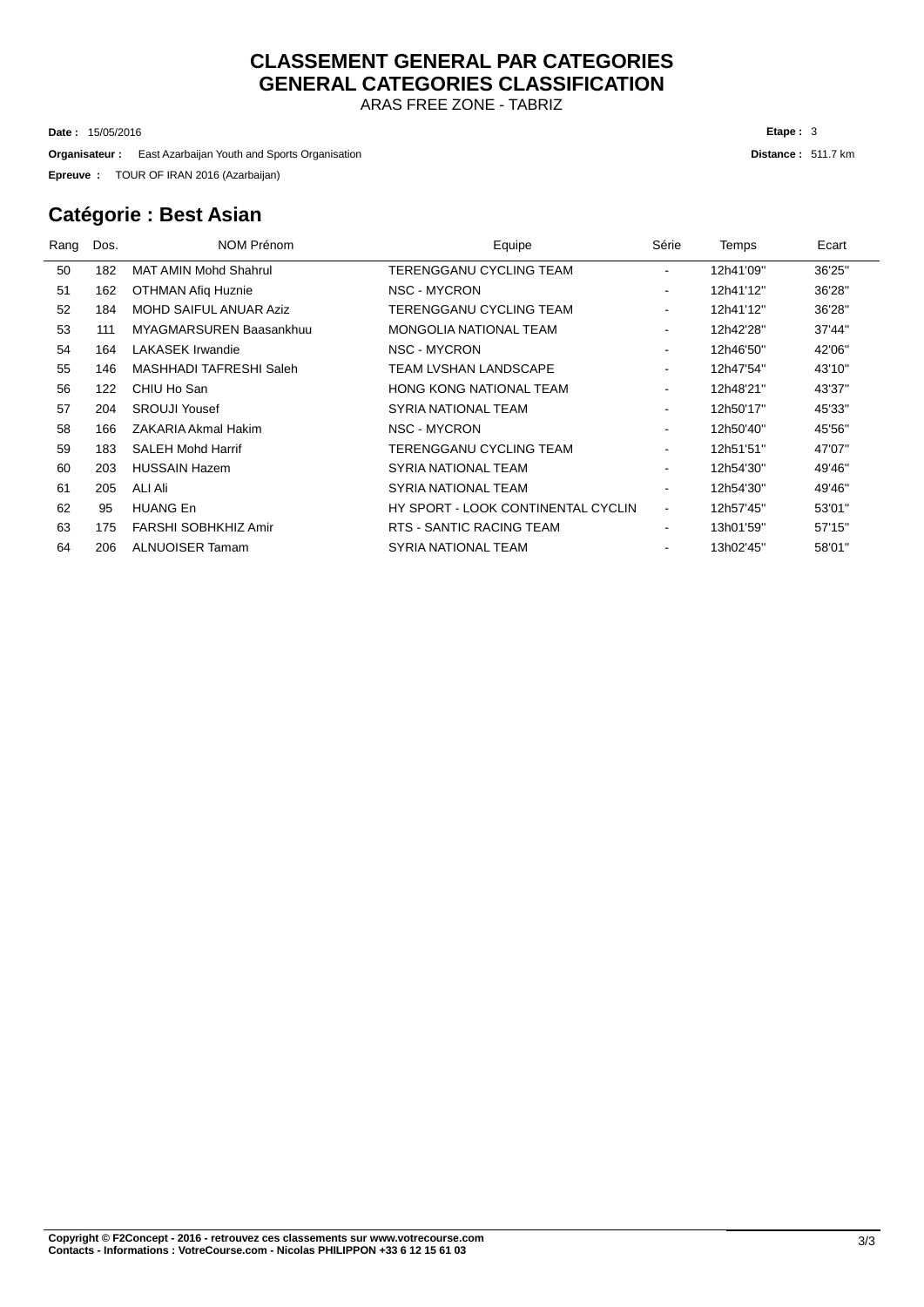# CLASSEMENT GENERAL PAR CATEGORIES
# GENERAL CATEGORIES CLASSIFICATION

ARAS FREE ZONE - TABRIZ

**Date :** 15/05/2016 **Etape :** 3

**Organisateur :** East Azarbaijan Youth and Sports Organisation **Distance :** 511.7 km

**Epreuve :** TOUR OF IRAN 2016 (Azarbaijan)

## Catégorie : Best Asian

| Rang | Dos. | NOM Prénom | Equipe | Série | Temps | Ecart |
|---|---|---|---|---|---|---|
| 50 | 182 | MAT AMIN Mohd Shahrul | TERENGGANU CYCLING TEAM | - | 12h41'09'' | 36'25'' |
| 51 | 162 | OTHMAN Afiq Huznie | NSC - MYCRON | - | 12h41'12'' | 36'28'' |
| 52 | 184 | MOHD SAIFUL ANUAR Aziz | TERENGGANU CYCLING TEAM | - | 12h41'12'' | 36'28'' |
| 53 | 111 | MYAGMARSUREN Baasankhuu | MONGOLIA NATIONAL TEAM | - | 12h42'28'' | 37'44'' |
| 54 | 164 | LAKASEK Irwandie | NSC - MYCRON | - | 12h46'50'' | 42'06'' |
| 55 | 146 | MASHHADI TAFRESHI Saleh | TEAM LVSHAN LANDSCAPE | - | 12h47'54'' | 43'10'' |
| 56 | 122 | CHIU Ho San | HONG KONG NATIONAL TEAM | - | 12h48'21'' | 43'37'' |
| 57 | 204 | SROUJI Yousef | SYRIA NATIONAL TEAM | - | 12h50'17'' | 45'33'' |
| 58 | 166 | ZAKARIA Akmal Hakim | NSC - MYCRON | - | 12h50'40'' | 45'56'' |
| 59 | 183 | SALEH Mohd Harrif | TERENGGANU CYCLING TEAM | - | 12h51'51'' | 47'07'' |
| 60 | 203 | HUSSAIN Hazem | SYRIA NATIONAL TEAM | - | 12h54'30'' | 49'46'' |
| 61 | 205 | ALI Ali | SYRIA NATIONAL TEAM | - | 12h54'30'' | 49'46'' |
| 62 | 95 | HUANG En | HY SPORT - LOOK CONTINENTAL CYCLIN | - | 12h57'45'' | 53'01'' |
| 63 | 175 | FARSHI SOBHKHIZ Amir | RTS - SANTIC RACING TEAM | - | 13h01'59'' | 57'15'' |
| 64 | 206 | ALNUOISER Tamam | SYRIA NATIONAL TEAM | - | 13h02'45'' | 58'01'' |

**Copyright © F2Concept - 2016 - retrouvez ces classements sur www.votrecourse.com**
**Contacts - Informations : VotreCourse.com - Nicolas PHILIPPON +33 6 12 15 61 03**